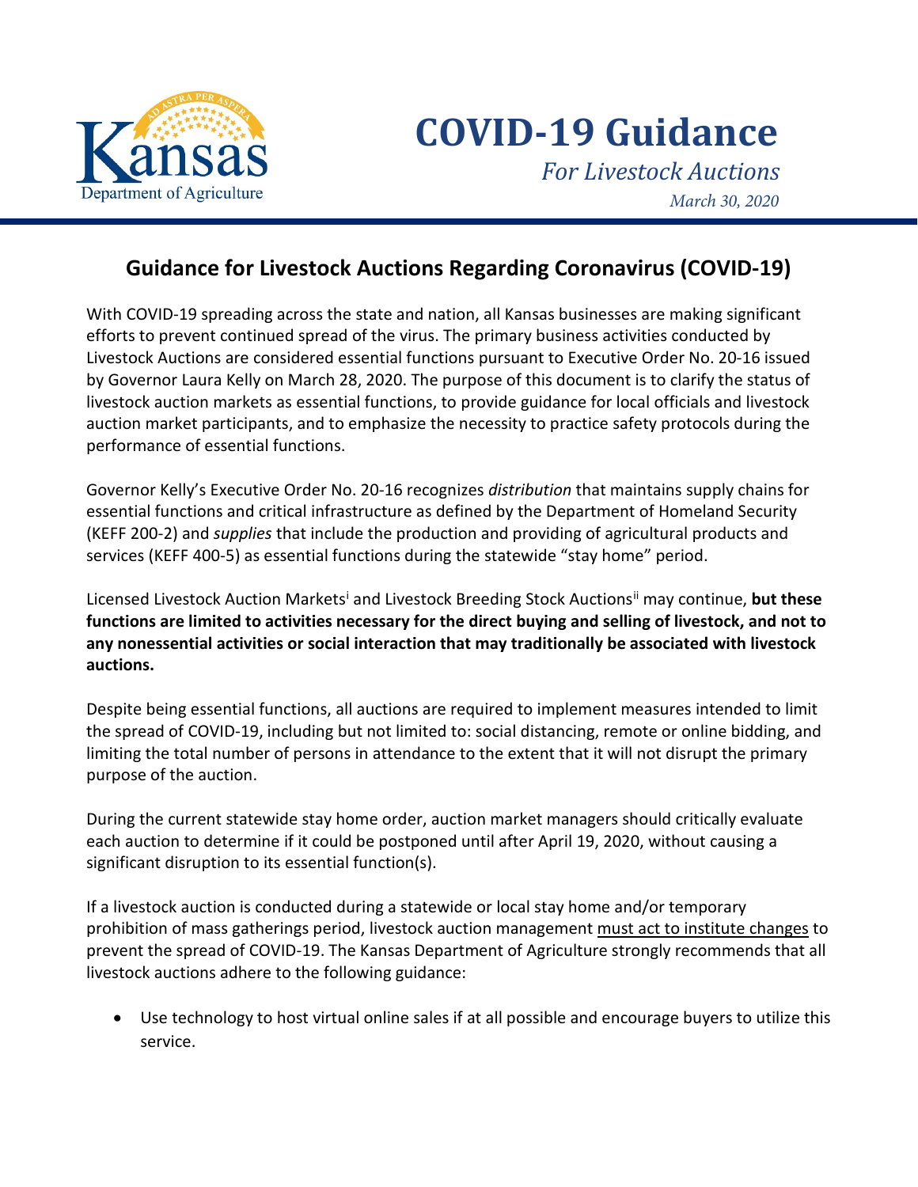# COVID-19 Guidance

*For Livestock Auctions*

*March 30, 2020*

## Guidance for Livestock Auctions Regarding Coronavirus (COVID-19)

With COVID-19 spreading across the state and nation, all Kansas businesses are making significant efforts to prevent continued spread of the virus. The primary business activities conducted by Livestock Auctions are considered essential functions pursuant to Executive Order No. 20-16 issued by Governor Laura Kelly on March 28, 2020. The purpose of this document is to clarify the status of livestock auction markets as essential functions, to provide guidance for local officials and livestock auction market participants, and to emphasize the necessity to practice safety protocols during the performance of essential functions.

Governor Kelly's Executive Order No. 20-16 recognizes *distribution* that maintains supply chains for essential functions and critical infrastructure as defined by the Department of Homeland Security (KEFF 200-2) and *supplies* that include the production and providing of agricultural products and services (KEFF 400-5) as essential functions during the statewide "stay home" period.

Licensed Livestock Auction Markets[i] and Livestock Breeding Stock Auctions[ii] may continue, **but these functions are limited to activities necessary for the direct buying and selling of livestock, and not to any nonessential activities or social interaction that may traditionally be associated with livestock auctions.**

Despite being essential functions, all auctions are required to implement measures intended to limit the spread of COVID-19, including but not limited to: social distancing, remote or online bidding, and limiting the total number of persons in attendance to the extent that it will not disrupt the primary purpose of the auction.

During the current statewide stay home order, auction market managers should critically evaluate each auction to determine if it could be postponed until after April 19, 2020, without causing a significant disruption to its essential function(s).

If a livestock auction is conducted during a statewide or local stay home and/or temporary prohibition of mass gatherings period, livestock auction management must act to institute changes to prevent the spread of COVID-19. The Kansas Department of Agriculture strongly recommends that all livestock auctions adhere to the following guidance:

- Use technology to host virtual online sales if at all possible and encourage buyers to utilize this service.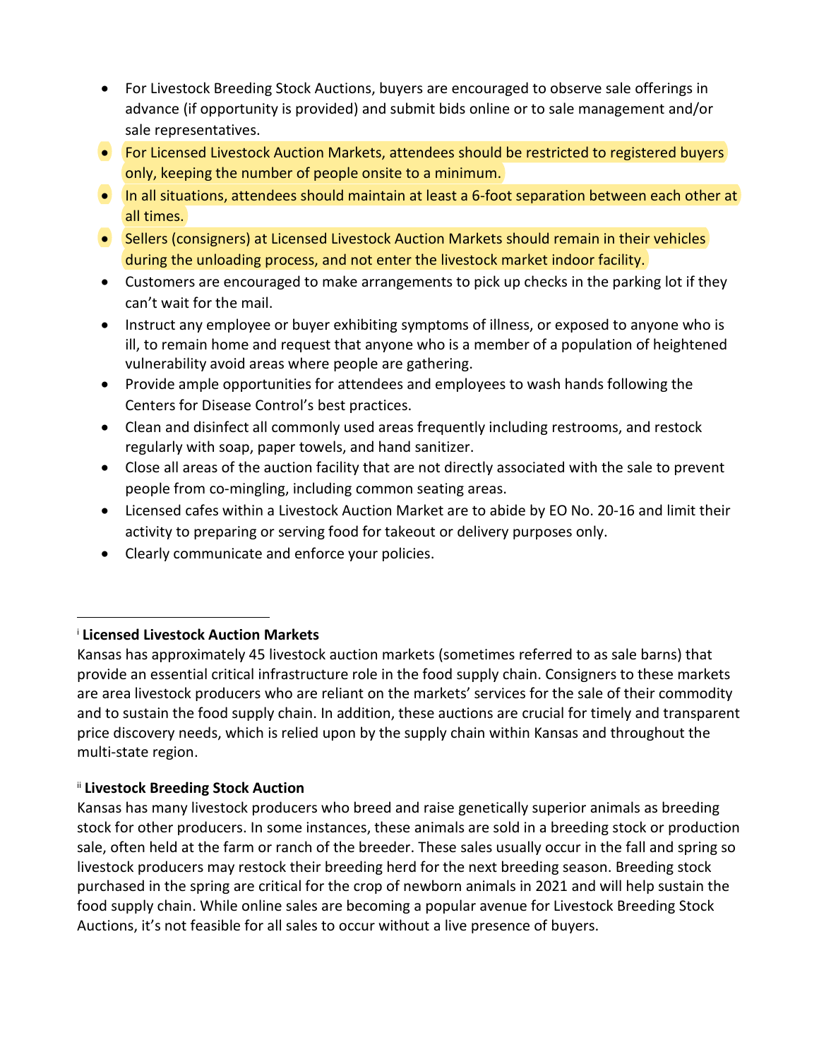- For Livestock Breeding Stock Auctions, buyers are encouraged to observe sale offerings in advance (if opportunity is provided) and submit bids online or to sale management and/or sale representatives.
- For Licensed Livestock Auction Markets, attendees should be restricted to registered buyers only, keeping the number of people onsite to a minimum.
- In all situations, attendees should maintain at least a 6-foot separation between each other at all times.
- Sellers (consigners) at Licensed Livestock Auction Markets should remain in their vehicles during the unloading process, and not enter the livestock market indoor facility.
- Customers are encouraged to make arrangements to pick up checks in the parking lot if they can't wait for the mail.
- Instruct any employee or buyer exhibiting symptoms of illness, or exposed to anyone who is ill, to remain home and request that anyone who is a member of a population of heightened vulnerability avoid areas where people are gathering.
- Provide ample opportunities for attendees and employees to wash hands following the Centers for Disease Control's best practices.
- Clean and disinfect all commonly used areas frequently including restrooms, and restock regularly with soap, paper towels, and hand sanitizer.
- Close all areas of the auction facility that are not directly associated with the sale to prevent people from co-mingling, including common seating areas.
- Licensed cafes within a Livestock Auction Market are to abide by EO No. 20-16 and limit their activity to preparing or serving food for takeout or delivery purposes only.
- Clearly communicate and enforce your policies.

---

[i] **Licensed Livestock Auction Markets**

Kansas has approximately 45 livestock auction markets (sometimes referred to as sale barns) that provide an essential critical infrastructure role in the food supply chain. Consigners to these markets are area livestock producers who are reliant on the markets' services for the sale of their commodity and to sustain the food supply chain. In addition, these auctions are crucial for timely and transparent price discovery needs, which is relied upon by the supply chain within Kansas and throughout the multi-state region.

[ii] **Livestock Breeding Stock Auction**

Kansas has many livestock producers who breed and raise genetically superior animals as breeding stock for other producers. In some instances, these animals are sold in a breeding stock or production sale, often held at the farm or ranch of the breeder. These sales usually occur in the fall and spring so livestock producers may restock their breeding herd for the next breeding season. Breeding stock purchased in the spring are critical for the crop of newborn animals in 2021 and will help sustain the food supply chain. While online sales are becoming a popular avenue for Livestock Breeding Stock Auctions, it's not feasible for all sales to occur without a live presence of buyers.